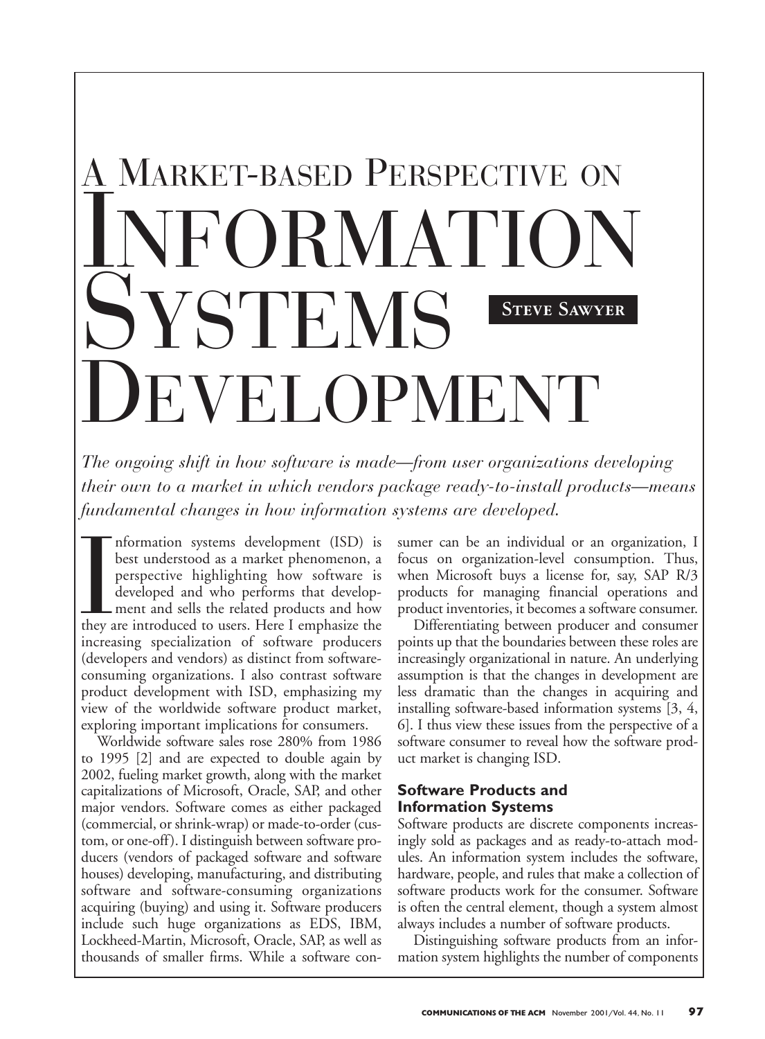# A Market-based Perspective on Information Systems Development

**Steve Sawyer**

*The ongoing shift in how software is made—from user organizations developing their own to a market in which vendors package ready-to-install products—means fundamental changes in how information systems are developed.*

Information systems development (ISD) is best understood as a market phenomenon, a perspective highlighting how software is developed and who performs that development and sells the related products and how they are introduced to users. Here I emphasize the increasing specialization of software producers (developers and vendors) as distinct from software-consuming organizations. I also contrast software product development with ISD, emphasizing my view of the worldwide software product market, exploring important implications for consumers.

Worldwide software sales rose 280% from 1986 to 1995 [2] and are expected to double again by 2002, fueling market growth, along with the market capitalizations of Microsoft, Oracle, SAP, and other major vendors. Software comes as either packaged (commercial, or shrink-wrap) or made-to-order (custom, or one-off). I distinguish between software producers (vendors of packaged software and software houses) developing, manufacturing, and distributing software and software-consuming organizations acquiring (buying) and using it. Software producers include such huge organizations as EDS, IBM, Lockheed-Martin, Microsoft, Oracle, SAP, as well as thousands of smaller firms. While a software consumer can be an individual or an organization, I focus on organization-level consumption. Thus, when Microsoft buys a license for, say, SAP R/3 products for managing financial operations and product inventories, it becomes a software consumer.

Differentiating between producer and consumer points up that the boundaries between these roles are increasingly organizational in nature. An underlying assumption is that the changes in development are less dramatic than the changes in acquiring and installing software-based information systems [3, 4, 6]. I thus view these issues from the perspective of a software consumer to reveal how the software product market is changing ISD.

## Software Products and Information Systems

Software products are discrete components increasingly sold as packages and as ready-to-attach modules. An information system includes the software, hardware, people, and rules that make a collection of software products work for the consumer. Software is often the central element, though a system almost always includes a number of software products.

Distinguishing software products from an information system highlights the number of components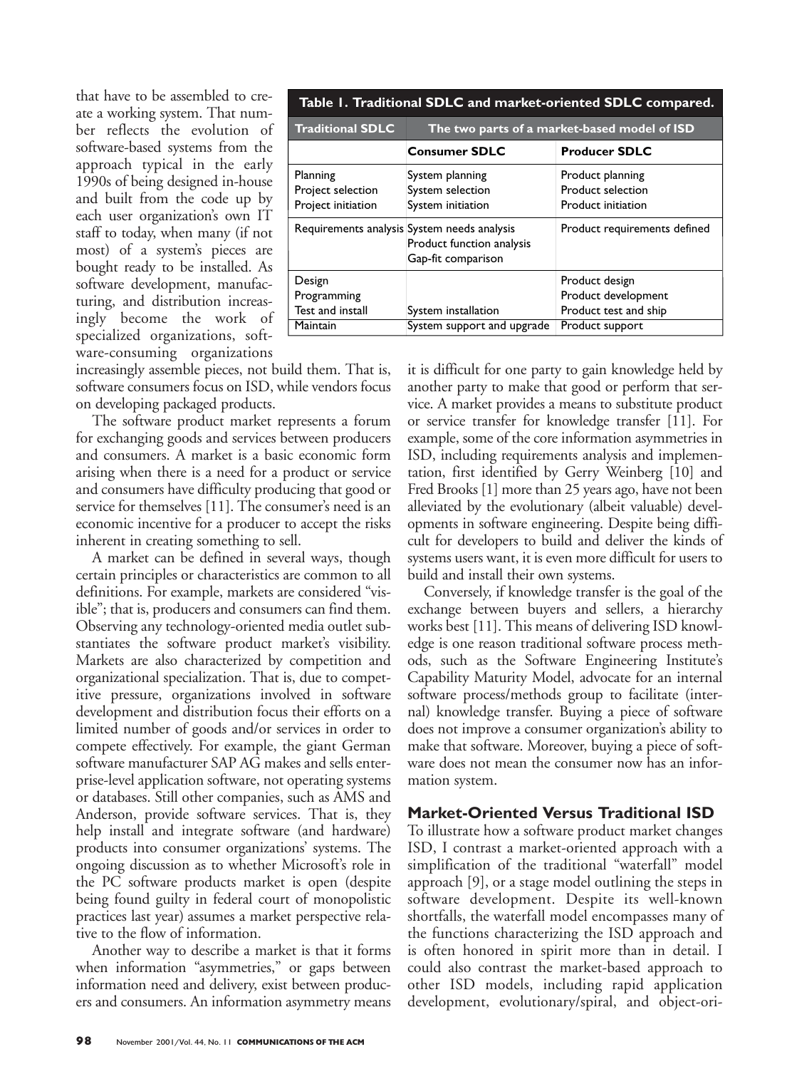that have to be assembled to create a working system. That number reflects the evolution of software-based systems from the approach typical in the early 1990s of being designed in-house and built from the code up by each user organization's own IT staff to today, when many (if not most) of a system's pieces are bought ready to be installed. As software development, manufacturing, and distribution increasingly become the work of specialized organizations, software-consuming organizations increasingly assemble pieces, not build them. That is, software consumers focus on ISD, while vendors focus on developing packaged products.

**Table 1. Traditional SDLC and market-oriented SDLC compared.**

| Traditional SDLC | The two parts of a market-based model of ISD | |
|---|---|---|
| | **Consumer SDLC** | **Producer SDLC** |
| Planning<br>Project selection<br>Project initiation | System planning<br>System selection<br>System initiation | Product planning<br>Product selection<br>Product initiation |
| Requirements analysis | System needs analysis<br>Product function analysis<br>Gap-fit comparison | Product requirements defined |
| Design<br>Programming<br>Test and install | <br><br>System installation | Product design<br>Product development<br>Product test and ship |
| Maintain | System support and upgrade | Product support |

The software product market represents a forum for exchanging goods and services between producers and consumers. A market is a basic economic form arising when there is a need for a product or service and consumers have difficulty producing that good or service for themselves [11]. The consumer's need is an economic incentive for a producer to accept the risks inherent in creating something to sell.

A market can be defined in several ways, though certain principles or characteristics are common to all definitions. For example, markets are considered "visible"; that is, producers and consumers can find them. Observing any technology-oriented media outlet substantiates the software product market's visibility. Markets are also characterized by competition and organizational specialization. That is, due to competitive pressure, organizations involved in software development and distribution focus their efforts on a limited number of goods and/or services in order to compete effectively. For example, the giant German software manufacturer SAP AG makes and sells enterprise-level application software, not operating systems or databases. Still other companies, such as AMS and Anderson, provide software services. That is, they help install and integrate software (and hardware) products into consumer organizations' systems. The ongoing discussion as to whether Microsoft's role in the PC software products market is open (despite being found guilty in federal court of monopolistic practices last year) assumes a market perspective relative to the flow of information.

Another way to describe a market is that it forms when information "asymmetries," or gaps between information need and delivery, exist between producers and consumers. An information asymmetry means it is difficult for one party to gain knowledge held by another party to make that good or perform that service. A market provides a means to substitute product or service transfer for knowledge transfer [11]. For example, some of the core information asymmetries in ISD, including requirements analysis and implementation, first identified by Gerry Weinberg [10] and Fred Brooks [1] more than 25 years ago, have not been alleviated by the evolutionary (albeit valuable) developments in software engineering. Despite being difficult for developers to build and deliver the kinds of systems users want, it is even more difficult for users to build and install their own systems.

Conversely, if knowledge transfer is the goal of the exchange between buyers and sellers, a hierarchy works best [11]. This means of delivering ISD knowledge is one reason traditional software process methods, such as the Software Engineering Institute's Capability Maturity Model, advocate for an internal software process/methods group to facilitate (internal) knowledge transfer. Buying a piece of software does not improve a consumer organization's ability to make that software. Moreover, buying a piece of software does not mean the consumer now has an information system.

## Market-Oriented Versus Traditional ISD

To illustrate how a software product market changes ISD, I contrast a market-oriented approach with a simplification of the traditional "waterfall" model approach [9], or a stage model outlining the steps in software development. Despite its well-known shortfalls, the waterfall model encompasses many of the functions characterizing the ISD approach and is often honored in spirit more than in detail. I could also contrast the market-based approach to other ISD models, including rapid application development, evolutionary/spiral, and object-ori-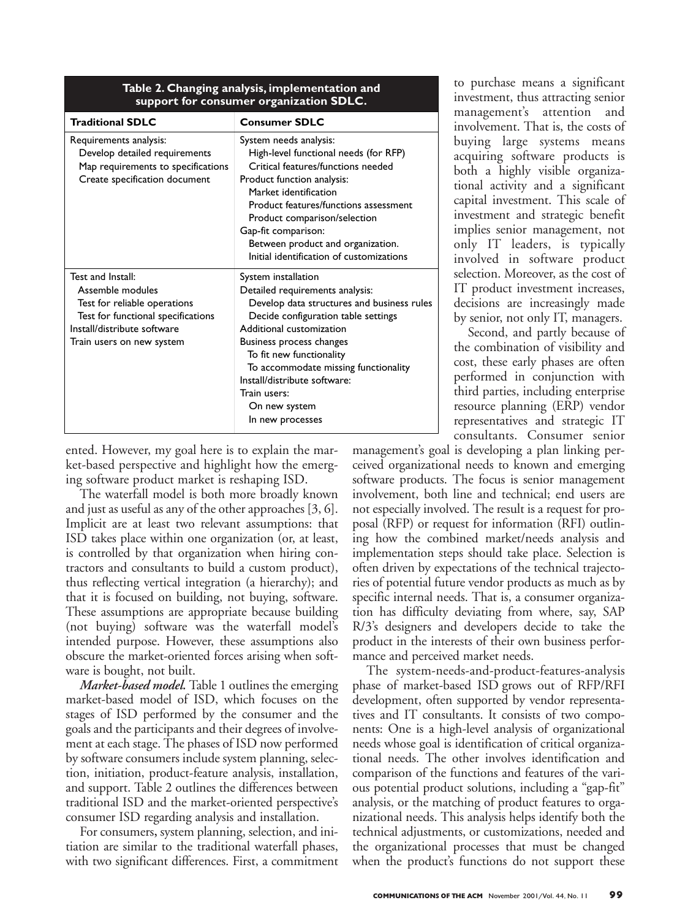**Table 2. Changing analysis, implementation and support for consumer organization SDLC.**

| Traditional SDLC | Consumer SDLC |
|---|---|
| Requirements analysis:<br>Develop detailed requirements<br>Map requirements to specifications<br>Create specification document | System needs analysis:<br>High-level functional needs (for RFP)<br>Critical features/functions needed<br>Product function analysis:<br>Market identification<br>Product features/functions assessment<br>Product comparison/selection<br>Gap-fit comparison:<br>Between product and organization.<br>Initial identification of customizations |
| Test and Install:<br>Assemble modules<br>Test for reliable operations<br>Test for functional specifications<br>Install/distribute software<br>Train users on new system | System installation<br>Detailed requirements analysis:<br>Develop data structures and business rules<br>Decide configuration table settings<br>Additional customization<br>Business process changes<br>To fit new functionality<br>To accommodate missing functionality<br>Install/distribute software:<br>Train users:<br>On new system<br>In new processes |

ented. However, my goal here is to explain the market-based perspective and highlight how the emerging software product market is reshaping ISD.

The waterfall model is both more broadly known and just as useful as any of the other approaches [3, 6]. Implicit are at least two relevant assumptions: that ISD takes place within one organization (or, at least, is controlled by that organization when hiring contractors and consultants to build a custom product), thus reflecting vertical integration (a hierarchy); and that it is focused on building, not buying, software. These assumptions are appropriate because building (not buying) software was the waterfall model's intended purpose. However, these assumptions also obscure the market-oriented forces arising when software is bought, not built.

***Market-based model.*** Table 1 outlines the emerging market-based model of ISD, which focuses on the stages of ISD performed by the consumer and the goals and the participants and their degrees of involvement at each stage. The phases of ISD now performed by software consumers include system planning, selection, initiation, product-feature analysis, installation, and support. Table 2 outlines the differences between traditional ISD and the market-oriented perspective's consumer ISD regarding analysis and installation.

For consumers, system planning, selection, and initiation are similar to the traditional waterfall phases, with two significant differences. First, a commitment to purchase means a significant investment, thus attracting senior management's attention and involvement. That is, the costs of buying large systems means acquiring software products is both a highly visible organizational activity and a significant capital investment. This scale of investment and strategic benefit implies senior management, not only IT leaders, is typically involved in software product selection. Moreover, as the cost of IT product investment increases, decisions are increasingly made by senior, not only IT, managers.

Second, and partly because of the combination of visibility and cost, these early phases are often performed in conjunction with third parties, including enterprise resource planning (ERP) vendor representatives and strategic IT consultants. Consumer senior management's goal is developing a plan linking perceived organizational needs to known and emerging software products. The focus is senior management involvement, both line and technical; end users are not especially involved. The result is a request for proposal (RFP) or request for information (RFI) outlining how the combined market/needs analysis and implementation steps should take place. Selection is often driven by expectations of the technical trajectories of potential future vendor products as much as by specific internal needs. That is, a consumer organization has difficulty deviating from where, say, SAP R/3's designers and developers decide to take the product in the interests of their own business performance and perceived market needs.

The system-needs-and-product-features-analysis phase of market-based ISD grows out of RFP/RFI development, often supported by vendor representatives and IT consultants. It consists of two components: One is a high-level analysis of organizational needs whose goal is identification of critical organizational needs. The other involves identification and comparison of the functions and features of the various potential product solutions, including a "gap-fit" analysis, or the matching of product features to organizational needs. This analysis helps identify both the technical adjustments, or customizations, needed and the organizational processes that must be changed when the product's functions do not support these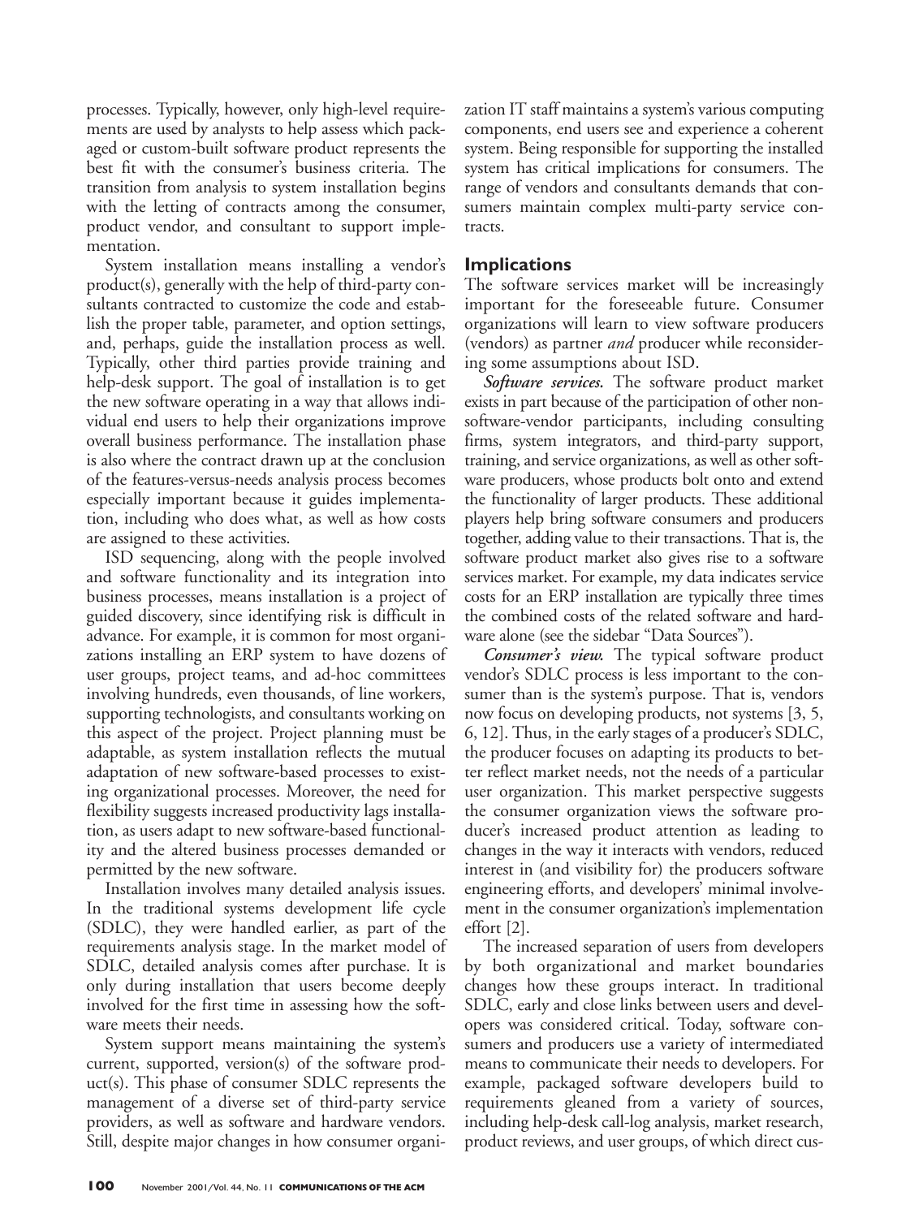processes. Typically, however, only high-level requirements are used by analysts to help assess which packaged or custom-built software product represents the best fit with the consumer's business criteria. The transition from analysis to system installation begins with the letting of contracts among the consumer, product vendor, and consultant to support implementation.

System installation means installing a vendor's product(s), generally with the help of third-party consultants contracted to customize the code and establish the proper table, parameter, and option settings, and, perhaps, guide the installation process as well. Typically, other third parties provide training and help-desk support. The goal of installation is to get the new software operating in a way that allows individual end users to help their organizations improve overall business performance. The installation phase is also where the contract drawn up at the conclusion of the features-versus-needs analysis process becomes especially important because it guides implementation, including who does what, as well as how costs are assigned to these activities.

ISD sequencing, along with the people involved and software functionality and its integration into business processes, means installation is a project of guided discovery, since identifying risk is difficult in advance. For example, it is common for most organizations installing an ERP system to have dozens of user groups, project teams, and ad-hoc committees involving hundreds, even thousands, of line workers, supporting technologists, and consultants working on this aspect of the project. Project planning must be adaptable, as system installation reflects the mutual adaptation of new software-based processes to existing organizational processes. Moreover, the need for flexibility suggests increased productivity lags installation, as users adapt to new software-based functionality and the altered business processes demanded or permitted by the new software.

Installation involves many detailed analysis issues. In the traditional systems development life cycle (SDLC), they were handled earlier, as part of the requirements analysis stage. In the market model of SDLC, detailed analysis comes after purchase. It is only during installation that users become deeply involved for the first time in assessing how the software meets their needs.

System support means maintaining the system's current, supported, version(s) of the software product(s). This phase of consumer SDLC represents the management of a diverse set of third-party service providers, as well as software and hardware vendors. Still, despite major changes in how consumer organization IT staff maintains a system's various computing components, end users see and experience a coherent system. Being responsible for supporting the installed system has critical implications for consumers. The range of vendors and consultants demands that consumers maintain complex multi-party service contracts.

## Implications

The software services market will be increasingly important for the foreseeable future. Consumer organizations will learn to view software producers (vendors) as partner *and* producer while reconsidering some assumptions about ISD.

***Software services.*** The software product market exists in part because of the participation of other non-software-vendor participants, including consulting firms, system integrators, and third-party support, training, and service organizations, as well as other software producers, whose products bolt onto and extend the functionality of larger products. These additional players help bring software consumers and producers together, adding value to their transactions. That is, the software product market also gives rise to a software services market. For example, my data indicates service costs for an ERP installation are typically three times the combined costs of the related software and hardware alone (see the sidebar "Data Sources").

***Consumer's view.*** The typical software product vendor's SDLC process is less important to the consumer than is the system's purpose. That is, vendors now focus on developing products, not systems [3, 5, 6, 12]. Thus, in the early stages of a producer's SDLC, the producer focuses on adapting its products to better reflect market needs, not the needs of a particular user organization. This market perspective suggests the consumer organization views the software producer's increased product attention as leading to changes in the way it interacts with vendors, reduced interest in (and visibility for) the producers software engineering efforts, and developers' minimal involvement in the consumer organization's implementation effort [2].

The increased separation of users from developers by both organizational and market boundaries changes how these groups interact. In traditional SDLC, early and close links between users and developers was considered critical. Today, software consumers and producers use a variety of intermediated means to communicate their needs to developers. For example, packaged software developers build to requirements gleaned from a variety of sources, including help-desk call-log analysis, market research, product reviews, and user groups, of which direct cus-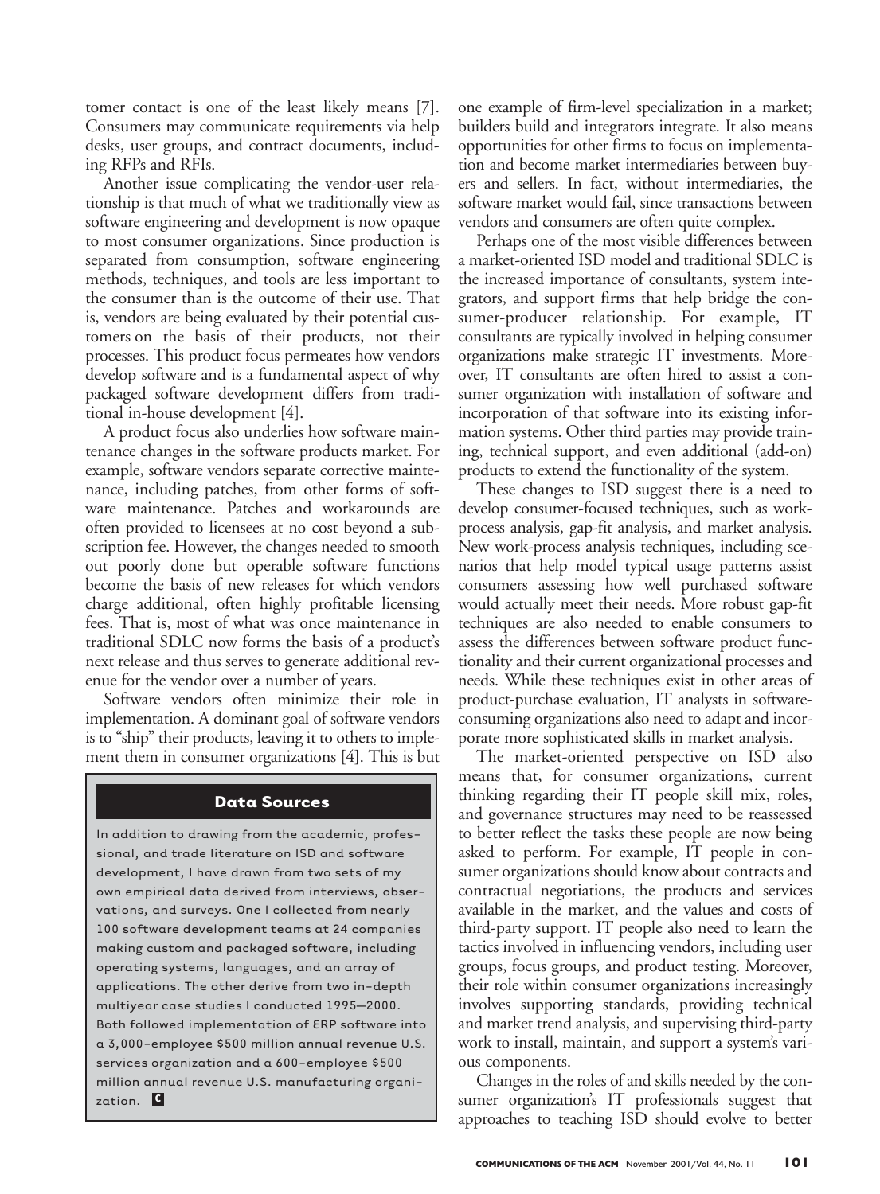tomer contact is one of the least likely means [7]. Consumers may communicate requirements via help desks, user groups, and contract documents, including RFPs and RFIs.

Another issue complicating the vendor-user relationship is that much of what we traditionally view as software engineering and development is now opaque to most consumer organizations. Since production is separated from consumption, software engineering methods, techniques, and tools are less important to the consumer than is the outcome of their use. That is, vendors are being evaluated by their potential customers on the basis of their products, not their processes. This product focus permeates how vendors develop software and is a fundamental aspect of why packaged software development differs from traditional in-house development [4].

A product focus also underlies how software maintenance changes in the software products market. For example, software vendors separate corrective maintenance, including patches, from other forms of software maintenance. Patches and workarounds are often provided to licensees at no cost beyond a subscription fee. However, the changes needed to smooth out poorly done but operable software functions become the basis of new releases for which vendors charge additional, often highly profitable licensing fees. That is, most of what was once maintenance in traditional SDLC now forms the basis of a product's next release and thus serves to generate additional revenue for the vendor over a number of years.

Software vendors often minimize their role in implementation. A dominant goal of software vendors is to "ship" their products, leaving it to others to implement them in consumer organizations [4]. This is but one example of firm-level specialization in a market; builders build and integrators integrate. It also means opportunities for other firms to focus on implementation and become market intermediaries between buyers and sellers. In fact, without intermediaries, the software market would fail, since transactions between vendors and consumers are often quite complex.

Perhaps one of the most visible differences between a market-oriented ISD model and traditional SDLC is the increased importance of consultants, system integrators, and support firms that help bridge the consumer-producer relationship. For example, IT consultants are typically involved in helping consumer organizations make strategic IT investments. Moreover, IT consultants are often hired to assist a consumer organization with installation of software and incorporation of that software into its existing information systems. Other third parties may provide training, technical support, and even additional (add-on) products to extend the functionality of the system.

These changes to ISD suggest there is a need to develop consumer-focused techniques, such as work-process analysis, gap-fit analysis, and market analysis. New work-process analysis techniques, including scenarios that help model typical usage patterns assist consumers assessing how well purchased software would actually meet their needs. More robust gap-fit techniques are also needed to enable consumers to assess the differences between software product functionality and their current organizational processes and needs. While these techniques exist in other areas of product-purchase evaluation, IT analysts in software-consuming organizations also need to adapt and incorporate more sophisticated skills in market analysis.

The market-oriented perspective on ISD also means that, for consumer organizations, current thinking regarding their IT people skill mix, roles, and governance structures may need to be reassessed to better reflect the tasks these people are now being asked to perform. For example, IT people in consumer organizations should know about contracts and contractual negotiations, the products and services available in the market, and the values and costs of third-party support. IT people also need to learn the tactics involved in influencing vendors, including user groups, focus groups, and product testing. Moreover, their role within consumer organizations increasingly involves supporting standards, providing technical and market trend analysis, and supervising third-party work to install, maintain, and support a system's various components.

Changes in the roles of and skills needed by the consumer organization's IT professionals suggest that approaches to teaching ISD should evolve to better

## Data Sources

In addition to drawing from the academic, professional, and trade literature on ISD and software development, I have drawn from two sets of my own empirical data derived from interviews, observations, and surveys. One I collected from nearly 100 software development teams at 24 companies making custom and packaged software, including operating systems, languages, and an array of applications. The other derive from two in-depth multiyear case studies I conducted 1995–2000. Both followed implementation of ERP software into a 3,000-employee $500 million annual revenue U.S. services organization and a 600-employee $500 million annual revenue U.S. manufacturing organization.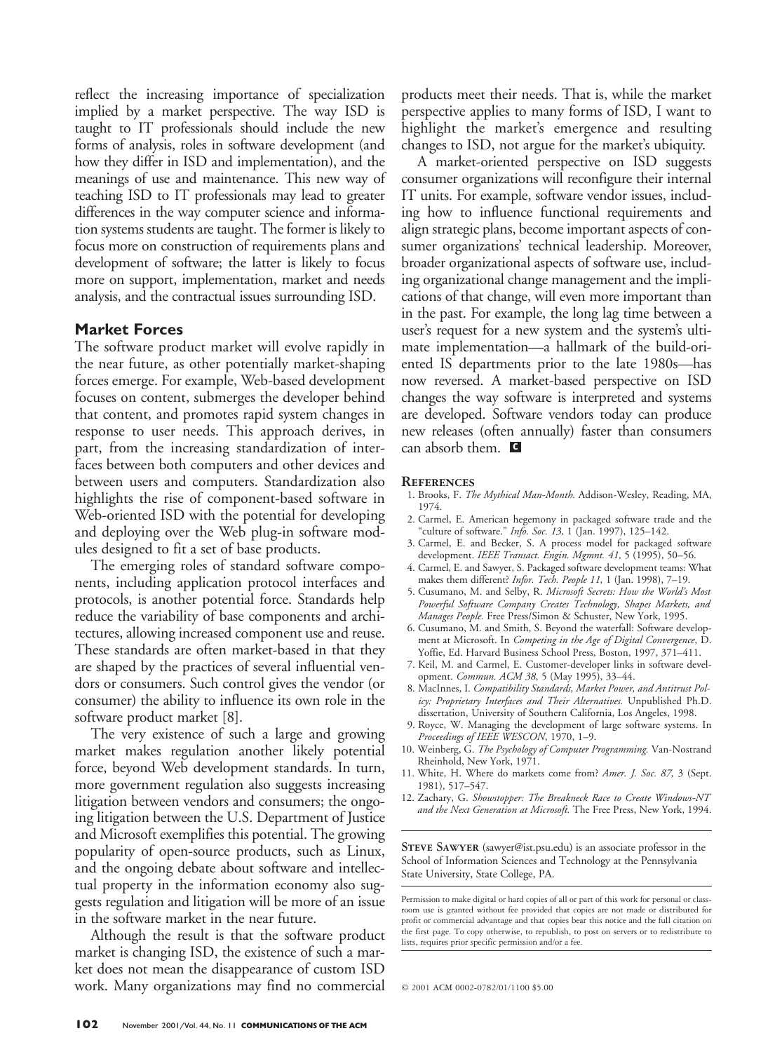reflect the increasing importance of specialization implied by a market perspective. The way ISD is taught to IT professionals should include the new forms of analysis, roles in software development (and how they differ in ISD and implementation), and the meanings of use and maintenance. This new way of teaching ISD to IT professionals may lead to greater differences in the way computer science and information systems students are taught. The former is likely to focus more on construction of requirements plans and development of software; the latter is likely to focus more on support, implementation, market and needs analysis, and the contractual issues surrounding ISD.

## Market Forces

The software product market will evolve rapidly in the near future, as other potentially market-shaping forces emerge. For example, Web-based development focuses on content, submerges the developer behind that content, and promotes rapid system changes in response to user needs. This approach derives, in part, from the increasing standardization of interfaces between both computers and other devices and between users and computers. Standardization also highlights the rise of component-based software in Web-oriented ISD with the potential for developing and deploying over the Web plug-in software modules designed to fit a set of base products.

The emerging roles of standard software components, including application protocol interfaces and protocols, is another potential force. Standards help reduce the variability of base components and architectures, allowing increased component use and reuse. These standards are often market-based in that they are shaped by the practices of several influential vendors or consumers. Such control gives the vendor (or consumer) the ability to influence its own role in the software product market [8].

The very existence of such a large and growing market makes regulation another likely potential force, beyond Web development standards. In turn, more government regulation also suggests increasing litigation between vendors and consumers; the ongoing litigation between the U.S. Department of Justice and Microsoft exemplifies this potential. The growing popularity of open-source products, such as Linux, and the ongoing debate about software and intellectual property in the information economy also suggests regulation and litigation will be more of an issue in the software market in the near future.

Although the result is that the software product market is changing ISD, the existence of such a market does not mean the disappearance of custom ISD work. Many organizations may find no commercial products meet their needs. That is, while the market perspective applies to many forms of ISD, I want to highlight the market's emergence and resulting changes to ISD, not argue for the market's ubiquity.

A market-oriented perspective on ISD suggests consumer organizations will reconfigure their internal IT units. For example, software vendor issues, including how to influence functional requirements and align strategic plans, become important aspects of consumer organizations' technical leadership. Moreover, broader organizational aspects of software use, including organizational change management and the implications of that change, will even more important than in the past. For example, the long lag time between a user's request for a new system and the system's ultimate implementation—a hallmark of the build-oriented IS departments prior to the late 1980s—has now reversed. A market-based perspective on ISD changes the way software is interpreted and systems are developed. Software vendors today can produce new releases (often annually) faster than consumers can absorb them.

### References

1. Brooks, F. *The Mythical Man-Month.* Addison-Wesley, Reading, MA, 1974.
2. Carmel, E. American hegemony in packaged software trade and the "culture of software." *Info. Soc. 13,* 1 (Jan. 1997), 125–142.
3. Carmel, E. and Becker, S. A process model for packaged software development. *IEEE Transact. Engin. Mgmnt. 41,* 5 (1995), 50–56.
4. Carmel, E. and Sawyer, S. Packaged software development teams: What makes them different? *Infor. Tech. People 11,* 1 (Jan. 1998), 7–19.
5. Cusumano, M. and Selby, R. *Microsoft Secrets: How the World's Most Powerful Software Company Creates Technology, Shapes Markets, and Manages People.* Free Press/Simon & Schuster, New York, 1995.
6. Cusumano, M. and Smith, S. Beyond the waterfall: Software development at Microsoft. In *Competing in the Age of Digital Convergence*, D. Yoffie, Ed. Harvard Business School Press, Boston, 1997, 371–411.
7. Keil, M. and Carmel, E. Customer-developer links in software development. *Commun. ACM 38,* 5 (May 1995), 33–44.
8. MacInnes, I. *Compatibility Standards, Market Power, and Antitrust Policy: Proprietary Interfaces and Their Alternatives.* Unpublished Ph.D. dissertation, University of Southern California, Los Angeles, 1998.
9. Royce, W. Managing the development of large software systems. In *Proceedings of IEEE WESCON*, 1970, 1–9.
10. Weinberg, G. *The Psychology of Computer Programming.* Van-Nostrand Rheinhold, New York, 1971.
11. White, H. Where do markets come from? *Amer. J. Soc. 87,* 3 (Sept. 1981), 517–547.
12. Zachary, G. *Showstopper: The Breakneck Race to Create Windows-NT and the Next Generation at Microsoft.* The Free Press, New York, 1994.

**Steve Sawyer** (sawyer@ist.psu.edu) is an associate professor in the School of Information Sciences and Technology at the Pennsylvania State University, State College, PA.

Permission to make digital or hard copies of all or part of this work for personal or classroom use is granted without fee provided that copies are not made or distributed for profit or commercial advantage and that copies bear this notice and the full citation on the first page. To copy otherwise, to republish, to post on servers or to redistribute to lists, requires prior specific permission and/or a fee.

© 2001 ACM 0002-0782/01/1100 $5.00